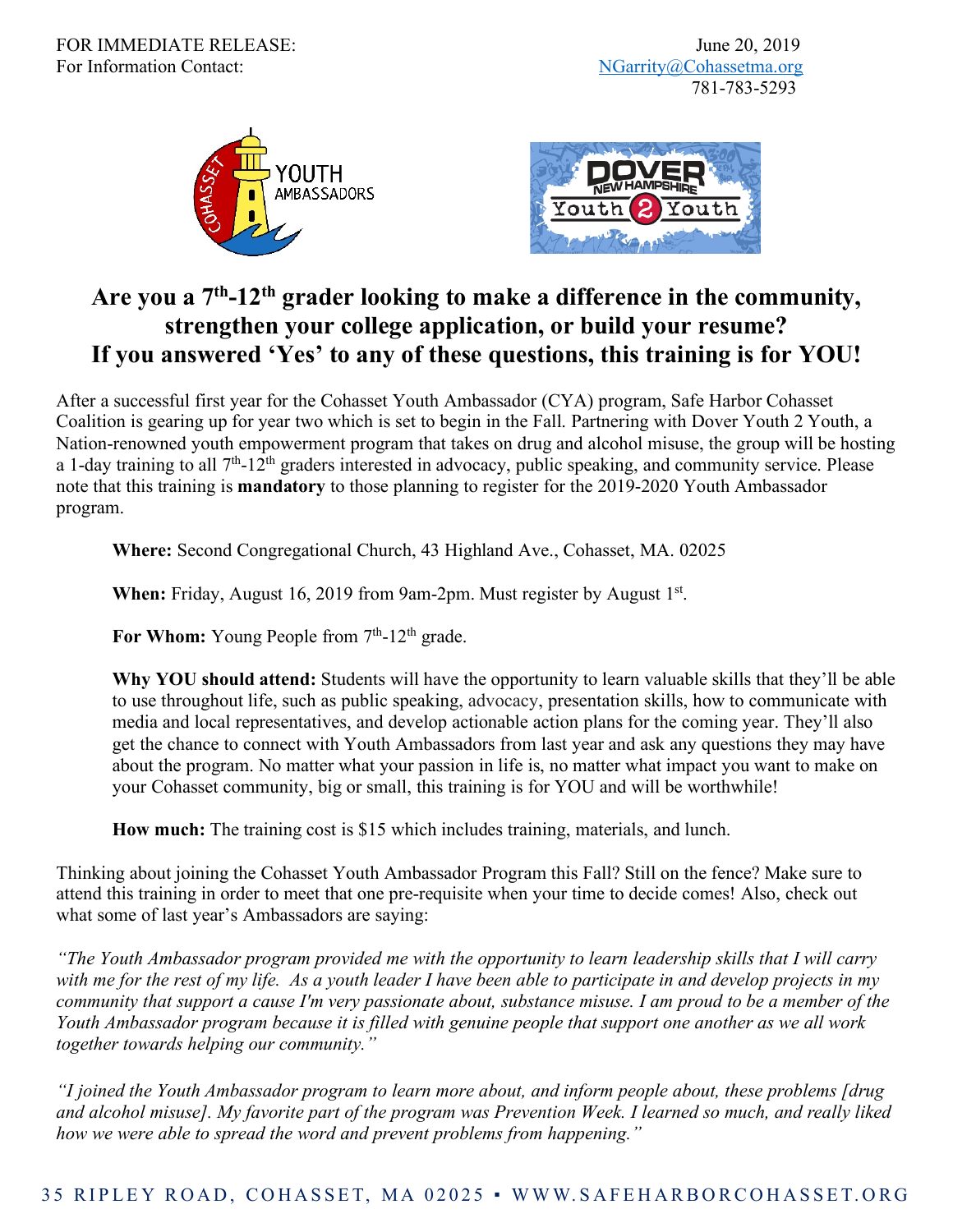FOR IMMEDIATE RELEASE: June 20, 2019

For Information Contact: NGarrity@Cohassetma.org
781-783-5293

## Are you a 7th-12th grader looking to make a difference in the community, strengthen your college application, or build your resume? If you answered 'Yes' to any of these questions, this training is for YOU!

After a successful first year for the Cohasset Youth Ambassador (CYA) program, Safe Harbor Cohasset Coalition is gearing up for year two which is set to begin in the Fall. Partnering with Dover Youth 2 Youth, a Nation-renowned youth empowerment program that takes on drug and alcohol misuse, the group will be hosting a 1-day training to all 7th-12th graders interested in advocacy, public speaking, and community service. Please note that this training is **mandatory** to those planning to register for the 2019-2020 Youth Ambassador program.

**Where:** Second Congregational Church, 43 Highland Ave., Cohasset, MA. 02025

**When:** Friday, August 16, 2019 from 9am-2pm. Must register by August 1st.

**For Whom:** Young People from 7th-12th grade.

**Why YOU should attend:** Students will have the opportunity to learn valuable skills that they'll be able to use throughout life, such as public speaking, advocacy, presentation skills, how to communicate with media and local representatives, and develop actionable action plans for the coming year. They'll also get the chance to connect with Youth Ambassadors from last year and ask any questions they may have about the program. No matter what your passion in life is, no matter what impact you want to make on your Cohasset community, big or small, this training is for YOU and will be worthwhile!

**How much:** The training cost is $15 which includes training, materials, and lunch.

Thinking about joining the Cohasset Youth Ambassador Program this Fall? Still on the fence? Make sure to attend this training in order to meet that one pre-requisite when your time to decide comes! Also, check out what some of last year's Ambassadors are saying:

*"The Youth Ambassador program provided me with the opportunity to learn leadership skills that I will carry with me for the rest of my life. As a youth leader I have been able to participate in and develop projects in my community that support a cause I'm very passionate about, substance misuse. I am proud to be a member of the Youth Ambassador program because it is filled with genuine people that support one another as we all work together towards helping our community."*

*"I joined the Youth Ambassador program to learn more about, and inform people about, these problems [drug and alcohol misuse]. My favorite part of the program was Prevention Week. I learned so much, and really liked how we were able to spread the word and prevent problems from happening."*

35 RIPLEY ROAD, COHASSET, MA 02025 ▪ WWW.SAFEHARBORCOHASSET.ORG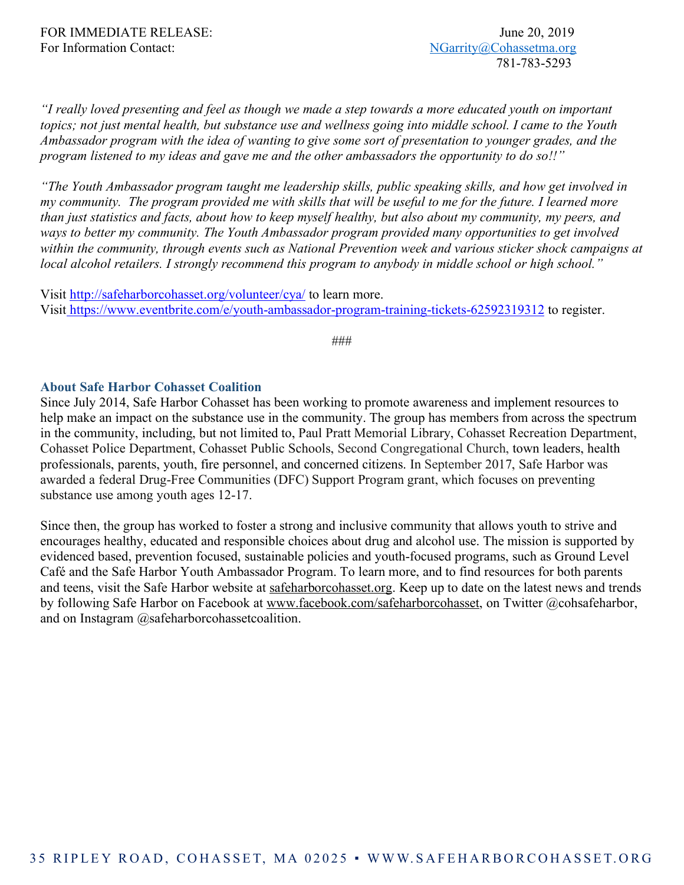FOR IMMEDIATE RELEASE: June 20, 2019
For Information Contact: NGarrity@Cohassetma.org
781-783-5293

*"I really loved presenting and feel as though we made a step towards a more educated youth on important topics; not just mental health, but substance use and wellness going into middle school. I came to the Youth Ambassador program with the idea of wanting to give some sort of presentation to younger grades, and the program listened to my ideas and gave me and the other ambassadors the opportunity to do so!!"*

*"The Youth Ambassador program taught me leadership skills, public speaking skills, and how get involved in my community. The program provided me with skills that will be useful to me for the future. I learned more than just statistics and facts, about how to keep myself healthy, but also about my community, my peers, and ways to better my community. The Youth Ambassador program provided many opportunities to get involved within the community, through events such as National Prevention week and various sticker shock campaigns at local alcohol retailers. I strongly recommend this program to anybody in middle school or high school."*

Visit http://safeharborcohasset.org/volunteer/cya/ to learn more.
Visit https://www.eventbrite.com/e/youth-ambassador-program-training-tickets-62592319312 to register.

###

**About Safe Harbor Cohasset Coalition**

Since July 2014, Safe Harbor Cohasset has been working to promote awareness and implement resources to help make an impact on the substance use in the community. The group has members from across the spectrum in the community, including, but not limited to, Paul Pratt Memorial Library, Cohasset Recreation Department, Cohasset Police Department, Cohasset Public Schools, Second Congregational Church, town leaders, health professionals, parents, youth, fire personnel, and concerned citizens. In September 2017, Safe Harbor was awarded a federal Drug-Free Communities (DFC) Support Program grant, which focuses on preventing substance use among youth ages 12-17.

Since then, the group has worked to foster a strong and inclusive community that allows youth to strive and encourages healthy, educated and responsible choices about drug and alcohol use. The mission is supported by evidenced based, prevention focused, sustainable policies and youth-focused programs, such as Ground Level Café and the Safe Harbor Youth Ambassador Program. To learn more, and to find resources for both parents and teens, visit the Safe Harbor website at safeharborcohasset.org. Keep up to date on the latest news and trends by following Safe Harbor on Facebook at www.facebook.com/safeharborcohasset, on Twitter @cohsafeharbor, and on Instagram @safeharborcohassetcoalition.

35 RIPLEY ROAD, COHASSET, MA 02025 ▪ WWW.SAFEHARBORCOHASSET.ORG